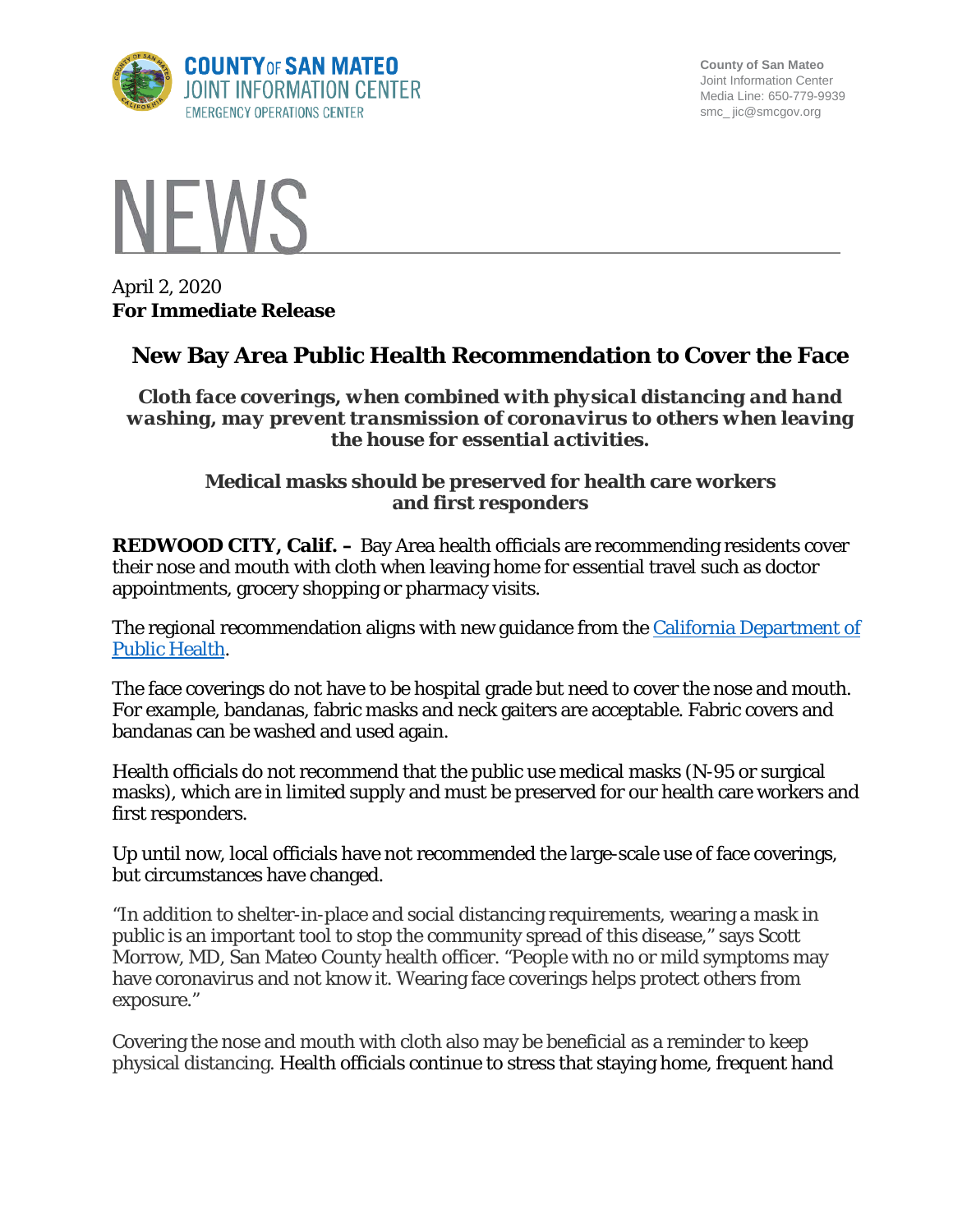COUNTY OF SAN MATEO
JOINT INFORMATION CENTER
EMERGENCY OPERATIONS CENTER

County of San Mateo
Joint Information Center
Media Line: 650-779-9939
smc_ jic@smcgov.org

# NEWS

April 2, 2020
**For Immediate Release**

## New Bay Area Public Health Recommendation to Cover the Face

***Cloth face coverings, when combined with physical distancing and hand washing, may prevent transmission of coronavirus to others when leaving the house for essential activities.***

**Medical masks should be preserved for health care workers and first responders**

**REDWOOD CITY, Calif. –** Bay Area health officials are recommending residents cover their nose and mouth with cloth when leaving home for essential travel such as doctor appointments, grocery shopping or pharmacy visits.

The regional recommendation aligns with new guidance from the California Department of Public Health.

The face coverings do not have to be hospital grade but need to cover the nose and mouth. For example, bandanas, fabric masks and neck gaiters are acceptable. Fabric covers and bandanas can be washed and used again.

Health officials do not recommend that the public use medical masks (N-95 or surgical masks), which are in limited supply and must be preserved for our health care workers and first responders.

Up until now, local officials have not recommended the large-scale use of face coverings, but circumstances have changed.

"In addition to shelter-in-place and social distancing requirements, wearing a mask in public is an important tool to stop the community spread of this disease," says Scott Morrow, MD, San Mateo County health officer. "People with no or mild symptoms may have coronavirus and not know it. Wearing face coverings helps protect others from exposure."

Covering the nose and mouth with cloth also may be beneficial as a reminder to keep physical distancing. Health officials continue to stress that staying home, frequent hand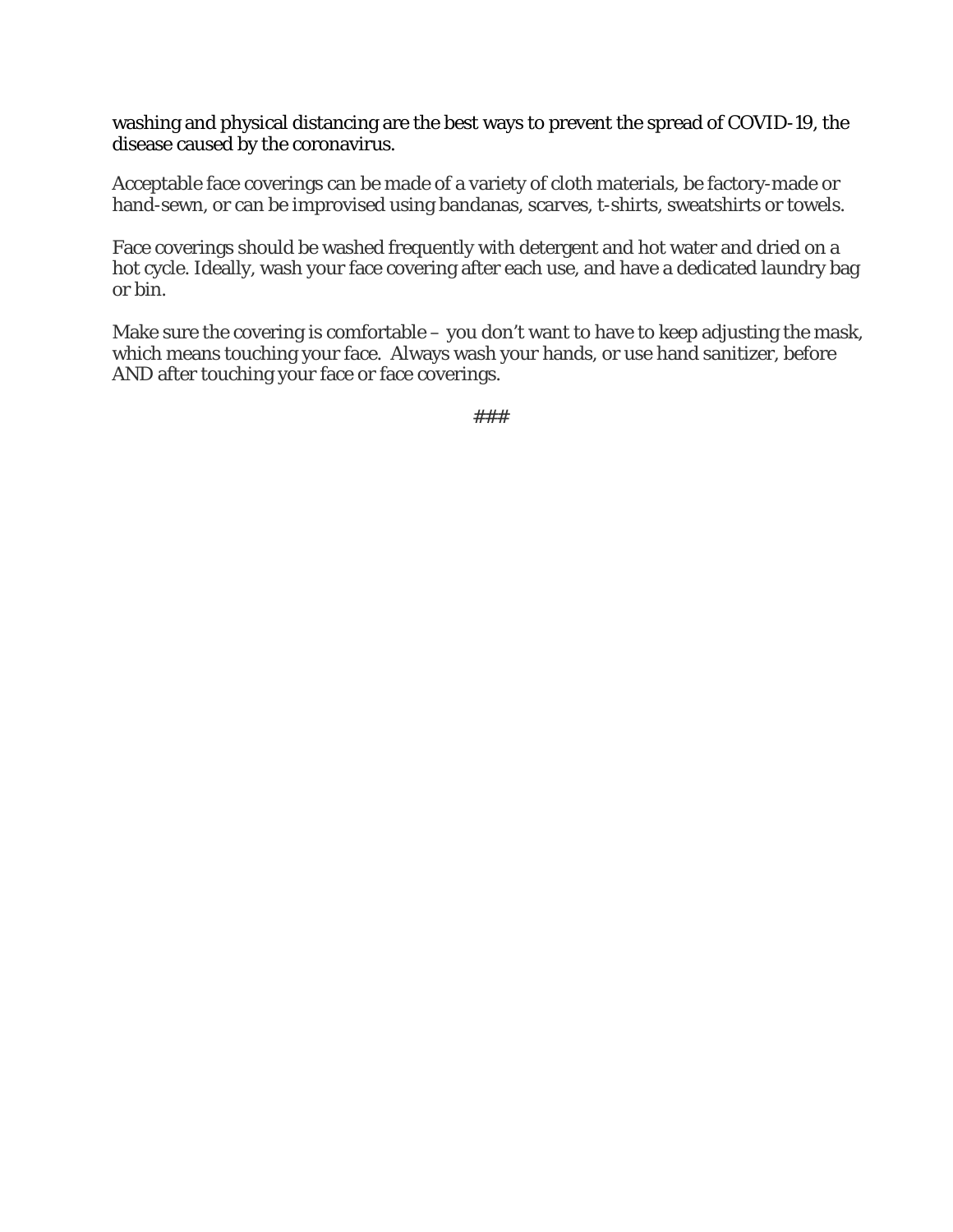washing and physical distancing are the best ways to prevent the spread of COVID-19, the disease caused by the coronavirus.

Acceptable face coverings can be made of a variety of cloth materials, be factory-made or hand-sewn, or can be improvised using bandanas, scarves, t-shirts, sweatshirts or towels.

Face coverings should be washed frequently with detergent and hot water and dried on a hot cycle. Ideally, wash your face covering after each use, and have a dedicated laundry bag or bin.

Make sure the covering is comfortable – you don't want to have to keep adjusting the mask, which means touching your face. Always wash your hands, or use hand sanitizer, before AND after touching your face or face coverings.

###